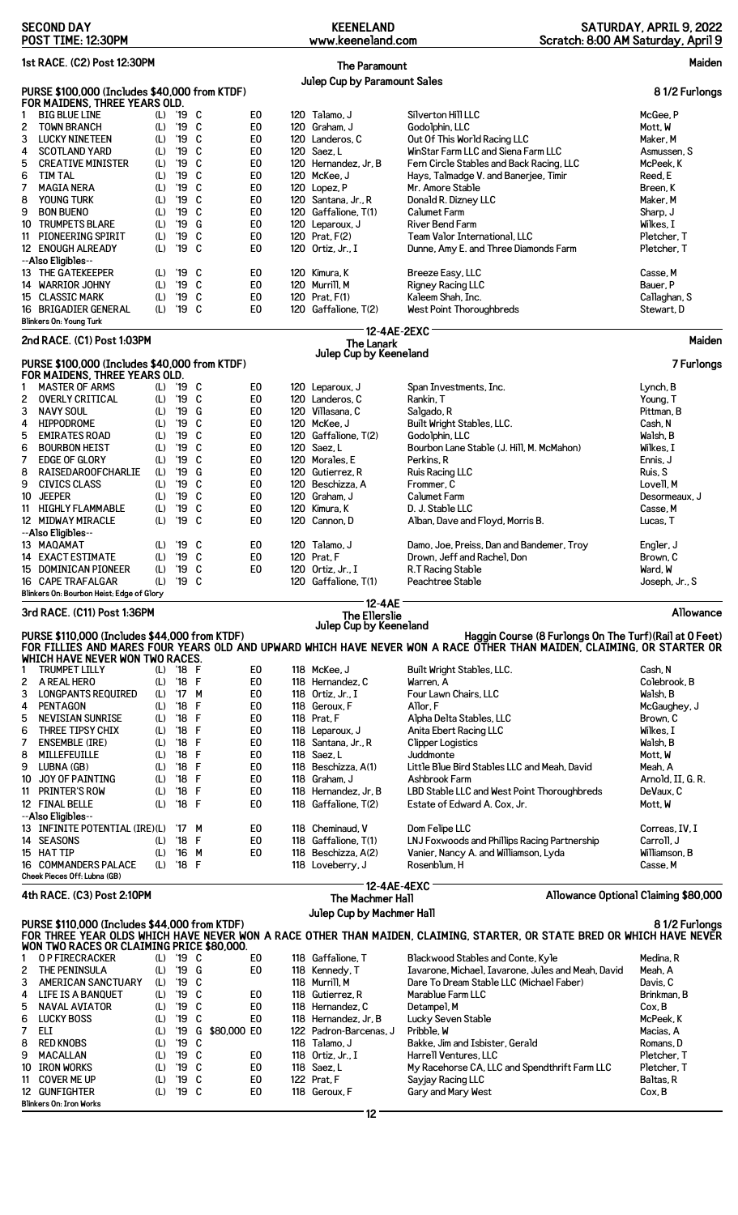**SECOND DAY** | **KEENELAND** | **SATURDAY, APRIL 9, 2022**
**POST TIME: 12:30PM** | **www.keeneland.com** | **Scratch: 8:00 AM Saturday, April 9**

## 1st RACE. (C2) Post 12:30PM — The Paramount Julep Cup by Paramount Sales — Maiden

**PURSE $100,000 (Includes $40,000 from KTDF)** — 8 1/2 Furlongs
**FOR MAIDENS, THREE YEARS OLD.**

| # | Horse | | Year | Sex | | Claim | Wt | Jockey | Owner | Trainer |
|---|---|---|---|---|---|---|---|---|---|---|
| 1 | BIG BLUE LINE | (L) | '19 | C | | E0 | 120 | Talamo, J | Silverton Hill LLC | McGee, P |
| 2 | TOWN BRANCH | (L) | '19 | C | | E0 | 120 | Graham, J | Godolphin, LLC | Mott, W |
| 3 | LUCKY NINETEEN | (L) | '19 | C | | E0 | 120 | Landeros, C | Out Of This World Racing LLC | Maker, M |
| 4 | SCOTLAND YARD | (L) | '19 | C | | E0 | 120 | Saez, L | WinStar Farm LLC and Siena Farm LLC | Asmussen, S |
| 5 | CREATIVE MINISTER | (L) | '19 | C | | E0 | 120 | Hernandez, Jr, B | Fern Circle Stables and Back Racing, LLC | McPeek, K |
| 6 | TIM TAL | (L) | '19 | C | | E0 | 120 | McKee, J | Hays, Talmadge V. and Banerjee, Timir | Reed, E |
| 7 | MAGIA NERA | (L) | '19 | C | | E0 | 120 | Lopez, P | Mr. Amore Stable | Breen, K |
| 8 | YOUNG TURK | (L) | '19 | C | | E0 | 120 | Santana, Jr., R | Donald R. Dizney LLC | Maker, M |
| 9 | BON BUENO | (L) | '19 | C | | E0 | 120 | Gaffalione, T(1) | Calumet Farm | Sharp, J |
| 10 | TRUMPETS BLARE | (L) | '19 | G | | E0 | 120 | Leparoux, J | River Bend Farm | Wilkes, I |
| 11 | PIONEERING SPIRIT | (L) | '19 | C | | E0 | 120 | Prat, F(2) | Team Valor International, LLC | Pletcher, T |
| 12 | ENOUGH ALREADY | (L) | '19 | C | | E0 | 120 | Ortiz, Jr., I | Dunne, Amy E. and Three Diamonds Farm | Pletcher, T |
| | --Also Eligibles-- | | | | | | | | | |
| 13 | THE GATEKEEPER | (L) | '19 | C | | E0 | 120 | Kimura, K | Breeze Easy, LLC | Casse, M |
| 14 | WARRIOR JOHNY | (L) | '19 | C | | E0 | 120 | Murrill, M | Rigney Racing LLC | Bauer, P |
| 15 | CLASSIC MARK | (L) | '19 | C | | E0 | 120 | Prat, F(1) | Kaleem Shah, Inc. | Callaghan, S |
| 16 | BRIGADIER GENERAL | (L) | '19 | C | | E0 | 120 | Gaffalione, T(2) | West Point Thoroughbreds | Stewart, D |

**Blinkers On: Young Turk**

12-4AE-2EXC

## 2nd RACE. (C1) Post 1:03PM — The Lanark Julep Cup by Keeneland — Maiden

**PURSE $100,000 (Includes $40,000 from KTDF)** — 7 Furlongs
**FOR MAIDENS, THREE YEARS OLD.**

| # | Horse | | Year | Sex | | Claim | Wt | Jockey | Owner | Trainer |
|---|---|---|---|---|---|---|---|---|---|---|
| 1 | MASTER OF ARMS | (L) | '19 | C | | E0 | 120 | Leparoux, J | Span Investments, Inc. | Lynch, B |
| 2 | OVERLY CRITICAL | (L) | '19 | C | | E0 | 120 | Landeros, C | Rankin, T | Young, T |
| 3 | NAVY SOUL | (L) | '19 | G | | E0 | 120 | Villasana, C | Salgado, R | Pittman, B |
| 4 | HIPPODROME | (L) | '19 | C | | E0 | 120 | McKee, J | Built Wright Stables, LLC. | Cash, N |
| 5 | EMIRATES ROAD | (L) | '19 | C | | E0 | 120 | Gaffalione, T(2) | Godolphin, LLC | Walsh, B |
| 6 | BOURBON HEIST | (L) | '19 | C | | E0 | 120 | Saez, L | Bourbon Lane Stable (J. Hill, M. McMahon) | Wilkes, I |
| 7 | EDGE OF GLORY | (L) | '19 | C | | E0 | 120 | Morales, E | Perkins, R | Ennis, J |
| 8 | RAISEDAROOFCHARLIE | (L) | '19 | G | | E0 | 120 | Gutierrez, R | Ruis Racing LLC | Ruis, S |
| 9 | CIVICS CLASS | (L) | '19 | C | | E0 | 120 | Beschizza, A | Frommer, C | Lovell, M |
| 10 | JEEPER | (L) | '19 | C | | E0 | 120 | Graham, J | Calumet Farm | Desormeaux, J |
| 11 | HIGHLY FLAMMABLE | (L) | '19 | C | | E0 | 120 | Kimura, K | D. J. Stable LLC | Casse, M |
| 12 | MIDWAY MIRACLE | (L) | '19 | C | | E0 | 120 | Cannon, D | Alban, Dave and Floyd, Morris B. | Lucas, T |
| | --Also Eligibles-- | | | | | | | | | |
| 13 | MAQAMAT | (L) | '19 | C | | E0 | 120 | Talamo, J | Damo, Joe, Preiss, Dan and Bandemer, Troy | Engler, J |
| 14 | EXACT ESTIMATE | (L) | '19 | C | | E0 | 120 | Prat, F | Drown, Jeff and Rachel, Don | Brown, C |
| 15 | DOMINICAN PIONEER | (L) | '19 | C | | E0 | 120 | Ortiz, Jr., I | R.T Racing Stable | Ward, W |
| 16 | CAPE TRAFALGAR | (L) | '19 | C | | | 120 | Gaffalione, T(1) | Peachtree Stable | Joseph, Jr., S |

**Blinkers On: Bourbon Heist; Edge of Glory**

12-4AE

## 3rd RACE. (C11) Post 1:36PM — The Ellerslie Julep Cup by Keeneland — Allowance

**PURSE $110,000 (Includes $44,000 from KTDF)** — Haggin Course (8 Furlongs On The Turf)(Rail at 0 Feet)
**FOR FILLIES AND MARES FOUR YEARS OLD AND UPWARD WHICH HAVE NEVER WON A RACE OTHER THAN MAIDEN, CLAIMING, OR STARTER OR WHICH HAVE NEVER WON TWO RACES.**

| # | Horse | | Year | Sex | | Claim | Wt | Jockey | Owner | Trainer |
|---|---|---|---|---|---|---|---|---|---|---|
| 1 | TRUMPET LILLY | (L) | '18 | F | | E0 | 118 | McKee, J | Built Wright Stables, LLC. | Cash, N |
| 2 | A REAL HERO | (L) | '18 | F | | E0 | 118 | Hernandez, C | Warren, A | Colebrook, B |
| 3 | LONGPANTS REQUIRED | (L) | '17 | M | | E0 | 118 | Ortiz, Jr., I | Four Lawn Chairs, LLC | Walsh, B |
| 4 | PENTAGON | (L) | '18 | F | | E0 | 118 | Geroux, F | Allor, F | McGaughey, J |
| 5 | NEVISIAN SUNRISE | (L) | '18 | F | | E0 | 118 | Prat, F | Alpha Delta Stables, LLC | Brown, C |
| 6 | THREE TIPSY CHIX | (L) | '18 | F | | E0 | 118 | Leparoux, J | Anita Ebert Racing LLC | Wilkes, I |
| 7 | ENSEMBLE (IRE) | (L) | '18 | F | | E0 | 118 | Santana, Jr., R | Clipper Logistics | Walsh, B |
| 8 | MILLEFEUILLE | (L) | '18 | F | | E0 | 118 | Saez, L | Juddmonte | Mott, W |
| 9 | LUBNA (GB) | (L) | '18 | F | | E0 | 118 | Beschizza, A(1) | Little Blue Bird Stables LLC and Meah, David | Meah, A |
| 10 | JOY OF PAINTING | (L) | '18 | F | | E0 | 118 | Graham, J | Ashbrook Farm | Arnold, II, G. R. |
| 11 | PRINTER'S ROW | (L) | '18 | F | | E0 | 118 | Hernandez, Jr, B | LBD Stable LLC and West Point Thoroughbreds | DeVaux, C |
| 12 | FINAL BELLE | (L) | '18 | F | | E0 | 118 | Gaffalione, T(2) | Estate of Edward A. Cox, Jr. | Mott, W |
| | --Also Eligibles-- | | | | | | | | | |
| 13 | INFINITE POTENTIAL (IRE) | (L) | '17 | M | | E0 | 118 | Cheminaud, V | Dom Felipe LLC | Correas, IV, I |
| 14 | SEASONS | (L) | '18 | F | | E0 | 118 | Gaffalione, T(1) | LNJ Foxwoods and Phillips Racing Partnership | Carroll, J |
| 15 | HAT TIP | (L) | '16 | M | | E0 | 118 | Beschizza, A(2) | Vanier, Nancy A. and Williamson, Lyda | Williamson, B |
| 16 | COMMANDERS PALACE | (L) | '18 | F | | | 118 | Loveberry, J | Rosenblum, H | Casse, M |

**Cheek Pieces Off: Lubna (GB)**

12-4AE-4EXC

## 4th RACE. (C3) Post 2:10PM — The Machmer Hall Julep Cup by Machmer Hall — Allowance Optional Claiming $80,000

**PURSE $110,000 (Includes $44,000 from KTDF)** — 8 1/2 Furlongs
**FOR THREE YEAR OLDS WHICH HAVE NEVER WON A RACE OTHER THAN MAIDEN, CLAIMING, STARTER, OR STATE BRED OR WHICH HAVE NEVER WON TWO RACES OR CLAIMING PRICE $80,000.**

| # | Horse | | Year | Sex | Claim Price | | Wt | Jockey | Owner | Trainer |
|---|---|---|---|---|---|---|---|---|---|---|
| 1 | O P FIRECRACKER | (L) | '19 | C | | E0 | 118 | Gaffalione, T | Blackwood Stables and Conte, Kyle | Medina, R |
| 2 | THE PENINSULA | (L) | '19 | G | | E0 | 118 | Kennedy, T | Iavarone, Michael, Iavarone, Jules and Meah, David | Meah, A |
| 3 | AMERICAN SANCTUARY | (L) | '19 | C | | | 118 | Murrill, M | Dare To Dream Stable LLC (Michael Faber) | Davis, C |
| 4 | LIFE IS A BANQUET | (L) | '19 | C | | E0 | 118 | Gutierrez, R | Marablue Farm LLC | Brinkman, B |
| 5 | NAVAL AVIATOR | (L) | '19 | C | | E0 | 118 | Hernandez, C | Detampel, M | Cox, B |
| 6 | LUCKY BOSS | (L) | '19 | C | | E0 | 118 | Hernandez, Jr, B | Lucky Seven Stable | McPeek, K |
| 7 | ELI | (L) | '19 | G | $80,000 | E0 | 122 | Padron-Barcenas, J | Pribble, W | Macias, A |
| 8 | RED KNOBS | (L) | '19 | C | | | 118 | Talamo, J | Bakke, Jim and Isbister, Gerald | Romans, D |
| 9 | MACALLAN | (L) | '19 | C | | E0 | 118 | Ortiz, Jr., I | Harrell Ventures, LLC | Pletcher, T |
| 10 | IRON WORKS | (L) | '19 | C | | E0 | 118 | Saez, L | My Racehorse CA, LLC and Spendthrift Farm LLC | Pletcher, T |
| 11 | COVER ME UP | (L) | '19 | C | | E0 | 122 | Prat, F | Sayjay Racing LLC | Baltas, R |
| 12 | GUNFIGHTER | (L) | '19 | C | | E0 | 118 | Geroux, F | Gary and Mary West | Cox, B |

**Blinkers On: Iron Works**

12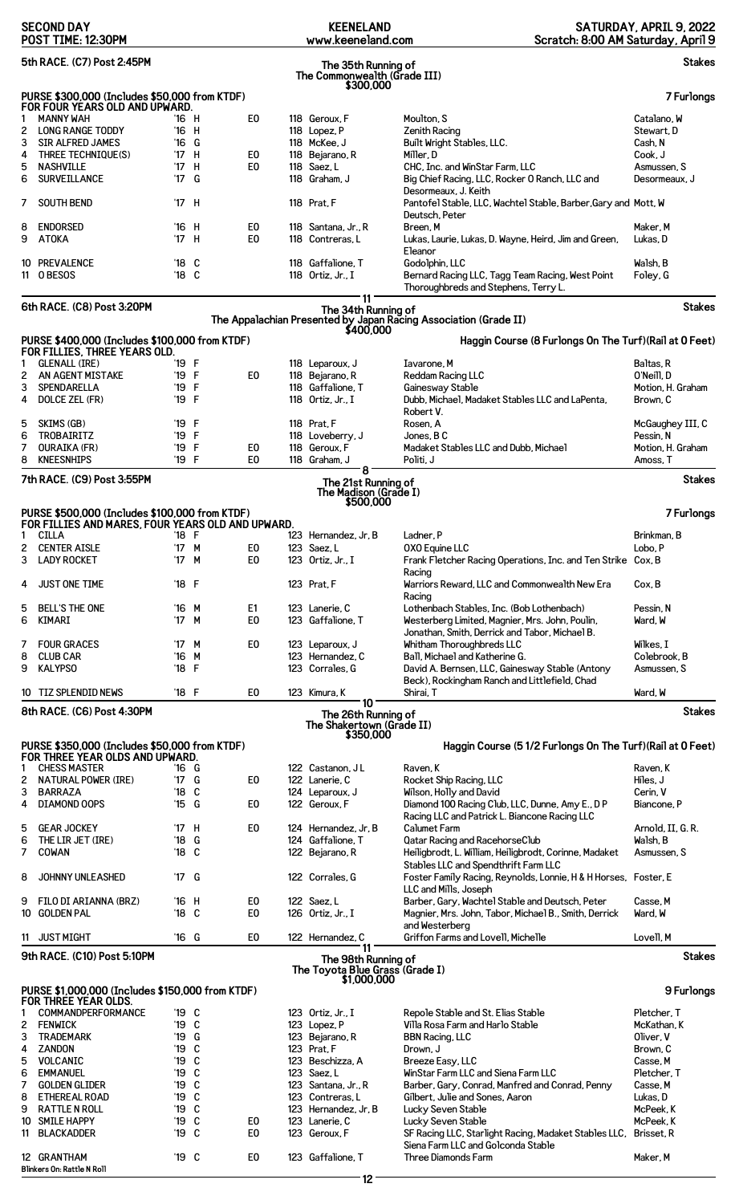**SECOND DAY** | **KEENELAND** | **SATURDAY, APRIL 9, 2022**
**POST TIME: 12:30PM** | **www.keeneland.com** | **Scratch: 8:00 AM Saturday, April 9**

## 5th RACE. (C7) Post 2:45PM

**The 35th Running of The Commonwealth (Grade III) $300,000** — Stakes

**PURSE $300,000 (Includes $50,000 from KTDF)** — 7 Furlongs
**FOR FOUR YEARS OLD AND UPWARD.**

| # | Horse | Year | Sex | Equip | Wt | Jockey | Owner | Trainer |
|---|---|---|---|---|---|---|---|---|
| 1 | MANNY WAH | '16 | H | E0 | 118 | Geroux, F | Moulton, S | Catalano, W |
| 2 | LONG RANGE TODDY | '16 | H | | 118 | Lopez, P | Zenith Racing | Stewart, D |
| 3 | SIR ALFRED JAMES | '16 | G | | 118 | McKee, J | Built Wright Stables, LLC. | Cash, N |
| 4 | THREE TECHNIQUE(S) | '17 | H | E0 | 118 | Bejarano, R | Miller, D | Cook, J |
| 5 | NASHVILLE | '17 | H | E0 | 118 | Saez, L | CHC, Inc. and WinStar Farm, LLC | Asmussen, S |
| 6 | SURVEILLANCE | '17 | G | | 118 | Graham, J | Big Chief Racing, LLC, Rocker O Ranch, LLC and Desormeaux, J. Keith | Desormeaux, J |
| 7 | SOUTH BEND | '17 | H | | 118 | Prat, F | Pantofel Stable, LLC, Wachtel Stable, Barber,Gary and Deutsch, Peter | Mott, W |
| 8 | ENDORSED | '16 | H | E0 | 118 | Santana, Jr., R | Breen, M | Maker, M |
| 9 | ATOKA | '17 | H | E0 | 118 | Contreras, L | Lukas, Laurie, Lukas, D. Wayne, Heird, Jim and Green, Eleanor | Lukas, D |
| 10 | PREVALENCE | '18 | C | | 118 | Gaffalione, T | Godolphin, LLC | Walsh, B |
| 11 | O BESOS | '18 | C | | 118 | Ortiz, Jr., I | Bernard Racing LLC, Tagg Team Racing, West Point Thoroughbreds and Stephens, Terry L. | Foley, G |

11

## 6th RACE. (C8) Post 3:20PM

**The 34th Running of The Appalachian Presented by Japan Racing Association (Grade II) $400,000** — Stakes

**PURSE $400,000 (Includes $100,000 from KTDF)** — Haggin Course (8 Furlongs On The Turf)(Rail at 0 Feet)
**FOR FILLIES, THREE YEARS OLD.**

| # | Horse | Year | Sex | Equip | Wt | Jockey | Owner | Trainer |
|---|---|---|---|---|---|---|---|---|
| 1 | GLENALL (IRE) | '19 | F | | 118 | Leparoux, J | Iavarone, M | Baltas, R |
| 2 | AN AGENT MISTAKE | '19 | F | E0 | 118 | Bejarano, R | Reddam Racing LLC | O'Neill, D |
| 3 | SPENDARELLA | '19 | F | | 118 | Gaffalione, T | Gainesway Stable | Motion, H. Graham |
| 4 | DOLCE ZEL (FR) | '19 | F | | 118 | Ortiz, Jr., I | Dubb, Michael, Madaket Stables LLC and LaPenta, Robert V. | Brown, C |
| 5 | SKIMS (GB) | '19 | F | | 118 | Prat, F | Rosen, A | McGaughey III, C |
| 6 | TROBAIRITZ | '19 | F | | 118 | Loveberry, J | Jones, B C | Pessin, N |
| 7 | OURAIKA (FR) | '19 | F | E0 | 118 | Geroux, F | Madaket Stables LLC and Dubb, Michael | Motion, H. Graham |
| 8 | KNEESNHIPS | '19 | F | E0 | 118 | Graham, J | Politi, J | Amoss, T |

8

## 7th RACE. (C9) Post 3:55PM

**The 21st Running of The Madison (Grade I) $500,000** — Stakes

**PURSE $500,000 (Includes $100,000 from KTDF)** — 7 Furlongs
**FOR FILLIES AND MARES, FOUR YEARS OLD AND UPWARD.**

| # | Horse | Year | Sex | Equip | Wt | Jockey | Owner | Trainer |
|---|---|---|---|---|---|---|---|---|
| 1 | CILLA | '18 | F | | 123 | Hernandez, Jr, B | Ladner, P | Brinkman, B |
| 2 | CENTER AISLE | '17 | M | E0 | 123 | Saez, L | OXO Equine LLC | Lobo, P |
| 3 | LADY ROCKET | '17 | M | E0 | 123 | Ortiz, Jr., I | Frank Fletcher Racing Operations, Inc. and Ten Strike Racing | Cox, B |
| 4 | JUST ONE TIME | '18 | F | | 123 | Prat, F | Warriors Reward, LLC and Commonwealth New Era Racing | Cox, B |
| 5 | BELL'S THE ONE | '16 | M | E1 | 123 | Lanerie, C | Lothenbach Stables, Inc. (Bob Lothenbach) | Pessin, N |
| 6 | KIMARI | '17 | M | E0 | 123 | Gaffalione, T | Westerberg Limited, Magnier, Mrs. John, Poulin, Jonathan, Smith, Derrick and Tabor, Michael B. | Ward, W |
| 7 | FOUR GRACES | '17 | M | E0 | 123 | Leparoux, J | Whitham Thoroughbreds LLC | Wilkes, I |
| 8 | CLUB CAR | '16 | M | | 123 | Hernandez, C | Ball, Michael and Katherine G. | Colebrook, B |
| 9 | KALYPSO | '18 | F | | 123 | Corrales, G | David A. Bernsen, LLC, Gainesway Stable (Antony Beck), Rockingham Ranch and Littlefield, Chad | Asmussen, S |
| 10 | TIZ SPLENDID NEWS | '18 | F | E0 | 123 | Kimura, K | Shirai, T | Ward, W |

10

## 8th RACE. (C6) Post 4:30PM

**The 26th Running of The Shakertown (Grade II) $350,000** — Stakes

**PURSE $350,000 (Includes $50,000 from KTDF)** — Haggin Course (5 1/2 Furlongs On The Turf)(Rail at 0 Feet)
**FOR THREE YEAR OLDS AND UPWARD.**

| # | Horse | Year | Sex | Equip | Wt | Jockey | Owner | Trainer |
|---|---|---|---|---|---|---|---|---|
| 1 | CHESS MASTER | '16 | G | | 122 | Castanon, J L | Raven, K | Raven, K |
| 2 | NATURAL POWER (IRE) | '17 | G | E0 | 122 | Lanerie, C | Rocket Ship Racing, LLC | Hiles, J |
| 3 | BARRAZA | '18 | C | | 124 | Leparoux, J | Wilson, Holly and David | Cerin, V |
| 4 | DIAMOND OOPS | '15 | G | E0 | 122 | Geroux, F | Diamond 100 Racing Club, LLC, Dunne, Amy E., D P Racing LLC and Patrick L. Biancone Racing LLC | Biancone, P |
| 5 | GEAR JOCKEY | '17 | H | E0 | 124 | Hernandez, Jr, B | Calumet Farm | Arnold, II, G. R. |
| 6 | THE LIR JET (IRE) | '18 | G | | 124 | Gaffalione, T | Qatar Racing and RacehorseClub | Walsh, B |
| 7 | COWAN | '18 | C | | 122 | Bejarano, R | Heiligbrodt, L. William, Heiligbrodt, Corinne, Madaket Stables LLC and Spendthrift Farm LLC | Asmussen, S |
| 8 | JOHNNY UNLEASHED | '17 | G | | 122 | Corrales, G | Foster Family Racing, Reynolds, Lonnie, H & H Horses, LLC and Mills, Joseph | Foster, E |
| 9 | FILO DI ARIANNA (BRZ) | '16 | H | E0 | 122 | Saez, L | Barber, Gary, Wachtel Stable and Deutsch, Peter | Casse, M |
| 10 | GOLDEN PAL | '18 | C | E0 | 126 | Ortiz, Jr., I | Magnier, Mrs. John, Tabor, Michael B., Smith, Derrick and Westerberg | Ward, W |
| 11 | JUST MIGHT | '16 | G | E0 | 122 | Hernandez, C | Griffon Farms and Lovell, Michelle | Lovell, M |

11

## 9th RACE. (C10) Post 5:10PM

**The 98th Running of The Toyota Blue Grass (Grade I) $1,000,000** — Stakes

**PURSE $1,000,000 (Includes $150,000 from KTDF)** — 9 Furlongs
**FOR THREE YEAR OLDS.**

| # | Horse | Year | Sex | Equip | Wt | Jockey | Owner | Trainer |
|---|---|---|---|---|---|---|---|---|
| 1 | COMMANDPERFORMANCE | '19 | C | | 123 | Ortiz, Jr., I | Repole Stable and St. Elias Stable | Pletcher, T |
| 2 | FENWICK | '19 | C | | 123 | Lopez, P | Villa Rosa Farm and Harlo Stable | McKathan, K |
| 3 | TRADEMARK | '19 | G | | 123 | Bejarano, R | BBN Racing, LLC | Oliver, V |
| 4 | ZANDON | '19 | C | | 123 | Prat, F | Drown, J | Brown, C |
| 5 | VOLCANIC | '19 | C | | 123 | Beschizza, A | Breeze Easy, LLC | Casse, M |
| 6 | EMMANUEL | '19 | C | | 123 | Saez, L | WinStar Farm LLC and Siena Farm LLC | Pletcher, T |
| 7 | GOLDEN GLIDER | '19 | C | | 123 | Santana, Jr., R | Barber, Gary, Conrad, Manfred and Conrad, Penny | Casse, M |
| 8 | ETHEREAL ROAD | '19 | C | | 123 | Contreras, L | Gilbert, Julie and Sones, Aaron | Lukas, D |
| 9 | RATTLE N ROLL | '19 | C | | 123 | Hernandez, Jr, B | Lucky Seven Stable | McPeek, K |
| 10 | SMILE HAPPY | '19 | C | E0 | 123 | Lanerie, C | Lucky Seven Stable | McPeek, K |
| 11 | BLACKADDER | '19 | C | E0 | 123 | Geroux, F | SF Racing LLC, Starlight Racing, Madaket Stables LLC, Siena Farm LLC and Golconda Stable | Brisset, R |
| 12 | GRANTHAM | '19 | C | E0 | 123 | Gaffalione, T | Three Diamonds Farm | Maker, M |

**Blinkers On: Rattle N Roll**

12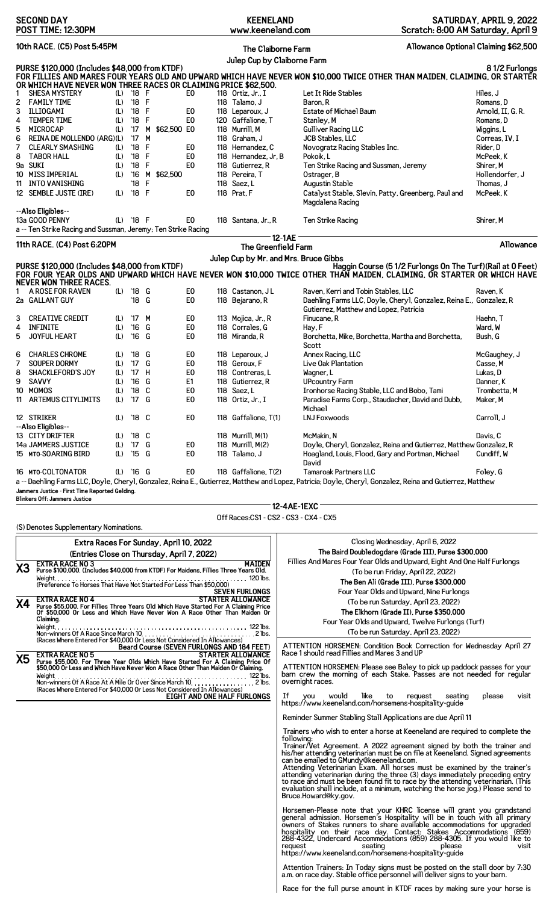**SECOND DAY** | **KEENELAND** | **SATURDAY, APRIL 9, 2022**
**POST TIME: 12:30PM** | www.keeneland.com | Scratch: 8:00 AM Saturday, April 9

## 10th RACE. (C5) Post 5:45PM

**The Claiborne Farm Julep Cup by Claiborne Farm**

**Allowance Optional Claiming $62,500**

**PURSE $120,000 (Includes $48,000 from KTDF)** — **8 1/2 Furlongs**

**FOR FILLIES AND MARES FOUR YEARS OLD AND UPWARD WHICH HAVE NEVER WON $10,000 TWICE OTHER THAN MAIDEN, CLAIMING, OR STARTER OR WHICH HAVE NEVER WON THREE RACES OR CLAIMING PRICE $62,500.**

| # | Horse | | YOB | Sex | Claim | | Wt | Jockey | Owner | Trainer |
|---|---|---|---|---|---|---|---|---|---|---|
| 1 | SHESA MYSTERY | (L) | '18 | F | | E0 | 118 | Ortiz, Jr., I | Let It Ride Stables | Hiles, J |
| 2 | FAMILY TIME | (L) | '18 | F | | | 118 | Talamo, J | Baron, R | Romans, D |
| 3 | ILLIOGAMI | (L) | '18 | F | | E0 | 118 | Leparoux, J | Estate of Michael Baum | Arnold, II, G. R. |
| 4 | TEMPER TIME | (L) | '18 | F | | E0 | 120 | Gaffalione, T | Stanley, M | Romans, D |
| 5 | MICROCAP | (L) | '17 | M | $62,500 | E0 | 118 | Murrill, M | Gulliver Racing LLC | Wiggins, L |
| 6 | REINA DE MOLLENDO (ARG) | (L) | '17 | M | | | 118 | Graham, J | JCB Stables, LLC | Correas, IV, I |
| 7 | CLEARLY SMASHING | (L) | '18 | F | | E0 | 118 | Hernandez, C | Novogratz Racing Stables Inc. | Rider, D |
| 8 | TABOR HALL | (L) | '18 | F | | E0 | 118 | Hernandez, Jr, B | Pokoik, L | McPeek, K |
| 9a | SUKI | (L) | '18 | F | | E0 | 118 | Gutierrez, R | Ten Strike Racing and Sussman, Jeremy | Shirer, M |
| 10 | MISS IMPERIAL | (L) | '16 | M | $62,500 | | 118 | Pereira, T | Ostrager, B | Hollendorfer, J |
| 11 | INTO VANISHING | | '18 | F | | | 118 | Saez, L | Augustin Stable | Thomas, J |
| 12 | SEMBLE JUSTE (IRE) | (L) | '18 | F | | E0 | 118 | Prat, F | Catalyst Stable, Slevin, Patty, Greenberg, Paul and Magdalena Racing | McPeek, K |
| | --Also Eligibles-- | | | | | | | | | |
| 13a | GOOD PENNY | (L) | '18 | F | | E0 | 118 | Santana, Jr., R | Ten Strike Racing | Shirer, M |

a -- Ten Strike Racing and Sussman, Jeremy; Ten Strike Racing

12-1AE

## 11th RACE. (C4) Post 6:20PM

**The Greenfield Farm Julep Cup by Mr. and Mrs. Bruce Gibbs**

**Allowance**

**PURSE $120,000 (Includes $48,000 from KTDF)** — **Haggin Course (5 1/2 Furlongs On The Turf)(Rail at 0 Feet)**

**FOR FOUR YEAR OLDS AND UPWARD WHICH HAVE NEVER WON $10,000 TWICE OTHER THAN MAIDEN, CLAIMING, OR STARTER OR WHICH HAVE NEVER WON THREE RACES.**

| # | Horse | | YOB | Sex | | Wt | Jockey | Owner | Trainer |
|---|---|---|---|---|---|---|---|---|---|
| 1 | A ROSE FOR RAVEN | (L) | '18 | G | E0 | 118 | Castanon, J L | Raven, Kerri and Tobin Stables, LLC | Raven, K |
| 2a | GALLANT GUY | | '18 | G | E0 | 118 | Bejarano, R | Daehling Farms LLC, Doyle, Cheryl, Gonzalez, Reina E., Gutierrez, Matthew and Lopez, Patricia | Gonzalez, R |
| 3 | CREATIVE CREDIT | (L) | '17 | M | E0 | 113 | Mojica, Jr., R | Finucane, R | Haehn, T |
| 4 | INFINITE | (L) | '16 | G | E0 | 118 | Corrales, G | Hay, F | Ward, W |
| 5 | JOYFUL HEART | (L) | '16 | G | E0 | 118 | Miranda, R | Borchetta, Mike, Borchetta, Martha and Borchetta, Scott | Bush, G |
| 6 | CHARLES CHROME | (L) | '18 | G | E0 | 118 | Leparoux, J | Annex Racing, LLC | McGaughey, J |
| 7 | SOUPER DORMY | (L) | '17 | G | E0 | 118 | Geroux, F | Live Oak Plantation | Casse, M |
| 8 | SHACKLEFORD'S JOY | (L) | '17 | H | E0 | 118 | Contreras, L | Wagner, L | Lukas, D |
| 9 | SAVVY | (L) | '16 | G | E1 | 118 | Gutierrez, R | UPcountry Farm | Danner, K |
| 10 | MOMOS | (L) | '18 | C | E0 | 118 | Saez, L | Ironhorse Racing Stable, LLC and Bobo, Tami | Trombetta, M |
| 11 | ARTEMUS CITYLIMITS | (L) | '17 | G | E0 | 118 | Ortiz, Jr., I | Paradise Farms Corp., Staudacher, David and Dubb, Michael | Maker, M |
| 12 | STRIKER | (L) | '18 | C | E0 | 118 | Gaffalione, T(1) | LNJ Foxwoods | Carroll, J |
| | --Also Eligibles-- | | | | | | | | |
| 13 | CITY DRIFTER | (L) | '18 | C | | 118 | Murrill, M(1) | McMakin, N | Davis, C |
| 14a | JAMMERS JUSTICE | (L) | '17 | G | E0 | 118 | Murrill, M(2) | Doyle, Cheryl, Gonzalez, Reina and Gutierrez, Matthew | Gonzalez, R |
| 15 | MTO-SOARING BIRD | (L) | '15 | G | E0 | 118 | Talamo, J | Hoagland, Louis, Flood, Gary and Portman, Michael David | Cundiff, W |
| 16 | MTO-COLTONATOR | (L) | '16 | G | E0 | 118 | Gaffalione, T(2) | Tamaroak Partners LLC | Foley, G |

a -- Daehling Farms LLC, Doyle, Cheryl, Gonzalez, Reina E., Gutierrez, Matthew and Lopez, Patricia; Doyle, Cheryl, Gonzalez, Reina and Gutierrez, Matthew

Jammers Justice - First Time Reported Gelding.

Blinkers Off: Jammers Justice

12-4AE-1EXC

Off Races:CS1 - CS2 - CS3 - CX4 - CX5

(S) Denotes Supplementary Nominations.

### Extra Races For Sunday, April 10, 2022
### (Entries Close on Thursday, April 7, 2022)

**X3 EXTRA RACE NO 3** — **MAIDEN**
Purse $100,000. (Includes $40,000 from KTDF) For Maidens, Fillies Three Years Old.
Weight. . . . . 120 lbs.
(Preference To Horses That Have Not Started For Less Than $50,000)
**SEVEN FURLONGS**

**X4 EXTRA RACE NO 4** — **STARTER ALLOWANCE**
Purse $55,000. For Fillies Three Years Old Which Have Started For A Claiming Price Of $50,000 Or Less and Which Have Never Won A Race Other Than Maiden Or Claiming.
Weight. . . . . 122 lbs.
Non-winners Of A Race Since March 10. . . . . 2 lbs.
(Races Where Entered For $40,000 Or Less Not Considered In Allowances)
**Beard Course (SEVEN FURLONGS AND 184 FEET)**

**X5 EXTRA RACE NO 5** — **STARTER ALLOWANCE**
Purse $55,000. For Three Year Olds Which Have Started For A Claiming Price Of $50,000 Or Less and Which Have Never Won A Race Other Than Maiden Or Claiming.
Weight. . . . . 122 lbs.
Non-winners Of A Race At A Mile Or Over Since March 10. . . . . 2 lbs.
(Races Where Entered For $40,000 Or Less Not Considered In Allowances)
**EIGHT AND ONE HALF FURLONGS**

Closing Wednesday, April 6, 2022

**The Baird Doubledogdare (Grade III), Purse $300,000**
Fillies And Mares Four Year Olds and Upward, Eight And One Half Furlongs
(To be run Friday, April 22, 2022)

**The Ben Ali (Grade III), Purse $300,000**
Four Year Olds and Upward, Nine Furlongs
(To be run Saturday, April 23, 2022)

**The Elkhorn (Grade II), Purse $350,000**
Four Year Olds and Upward, Twelve Furlongs (Turf)
(To be run Saturday, April 23, 2022)

ATTENTION HORSEMEN: Condition Book Correction for Wednesday April 27 Race 1 should read Fillies and Mares 3 and UP

ATTENTION HORSEMEN: Please see Baley to pick up paddock passes for your barn crew the morning of each Stake. Passes are not needed for regular overnight races.

If you would like to request seating please visit https://www.keeneland.com/horsemens-hospitality-guide

Reminder Summer Stabling Stall Applications are due April 11

Trainers who wish to enter a horse at Keeneland are required to complete the following:
Trainer/Vet Agreement. A 2022 agreement signed by both the trainer and his/her attending veterinarian must be on file at Keeneland. Signed agreements can be emailed to GMundy@keeneland.com.
Attending Veterinarian Exam. All horses must be examined by the trainer's attending veterinarian during the three (3) days immediately preceding entry to race and must be been found fit to race by the attending veterinarian. (This evaluation shall include, at a minimum, watching the horse jog.) Please send to Bruce.Howard@ky.gov.

Horsemen-Please note that your KHRC license will grant you grandstand general admission. Horsemen's Hospitality will be in touch with all primary owners of Stakes runners to share available accommodations for upgraded hospitality on their race day. Contact: Stakes Accommodations (859) 288-4322, Undercard Accommodations (859) 288-4305. If you would like to request seating please visit https://www.keeneland.com/horsemens-hospitality-guide

Attention Trainers: In Today signs must be posted on the stall door by 7:30 a.m. on race day. Stable office personnel will deliver signs to your barn.

Race for the full purse amount in KTDF races by making sure your horse is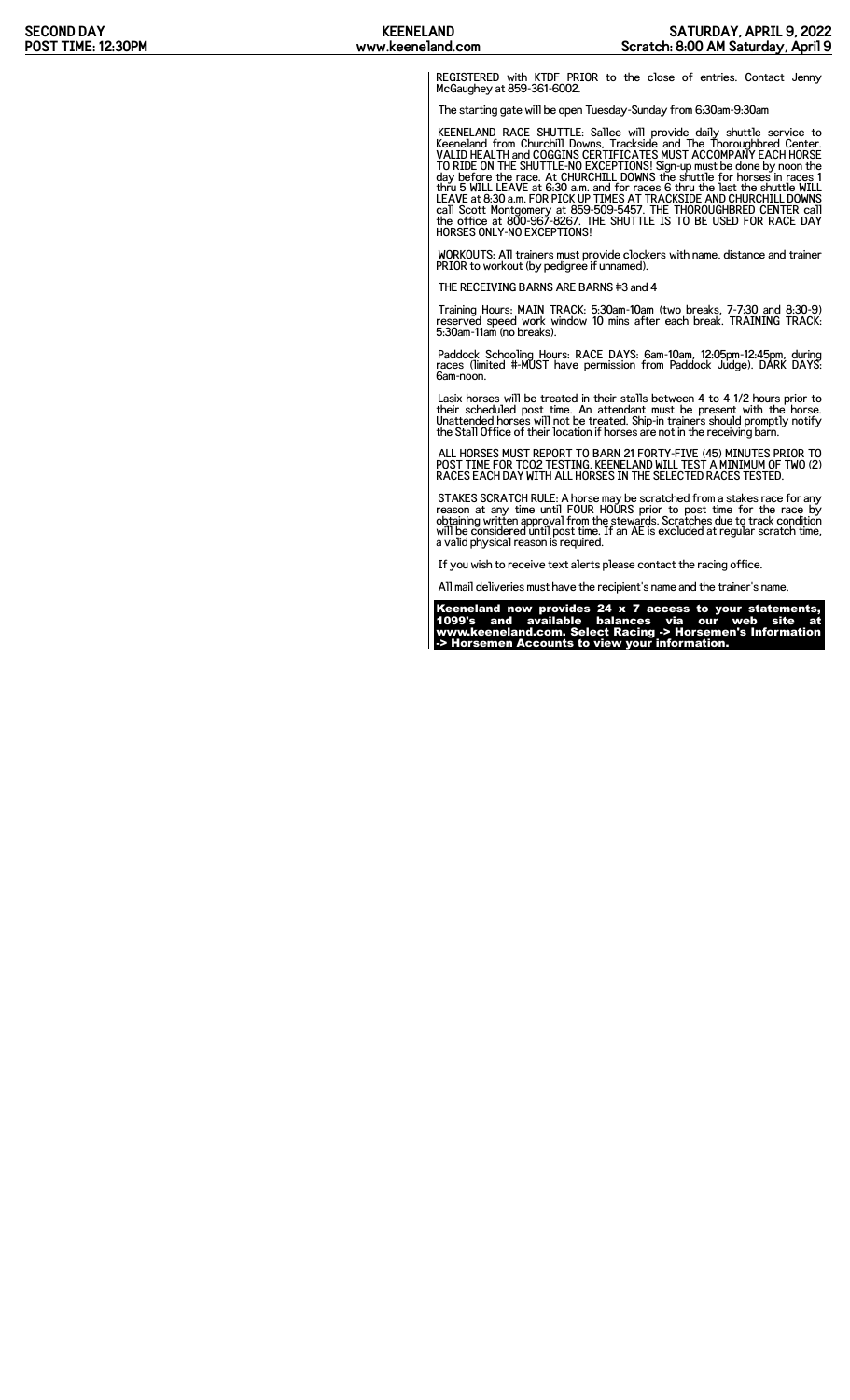REGISTERED with KTDF PRIOR to the close of entries. Contact Jenny McGaughey at 859-361-6002.

The starting gate will be open Tuesday-Sunday from 6:30am-9:30am

KEENELAND RACE SHUTTLE: Sallee will provide daily shuttle service to Keeneland from Churchill Downs, Trackside and The Thoroughbred Center. VALID HEALTH and COGGINS CERTIFICATES MUST ACCOMPANY EACH HORSE TO RIDE ON THE SHUTTLE-NO EXCEPTIONS! Sign-up must be done by noon the day before the race. At CHURCHILL DOWNS the shuttle for horses in races 1 thru 5 WILL LEAVE at 6:30 a.m. and for races 6 thru the last the shuttle WILL LEAVE at 8:30 a.m. FOR PICK UP TIMES AT TRACKSIDE AND CHURCHILL DOWNS call Scott Montgomery at 859-509-5457. THE THOROUGHBRED CENTER call the office at 800-967-8267. THE SHUTTLE IS TO BE USED FOR RACE DAY HORSES ONLY-NO EXCEPTIONS!

WORKOUTS: All trainers must provide clockers with name, distance and trainer PRIOR to workout (by pedigree if unnamed).

THE RECEIVING BARNS ARE BARNS #3 and 4

Training Hours: MAIN TRACK: 5:30am-10am (two breaks, 7-7:30 and 8:30-9) reserved speed work window 10 mins after each break. TRAINING TRACK: 5:30am-11am (no breaks).

Paddock Schooling Hours: RACE DAYS: 6am-10am, 12:05pm-12:45pm, during races (limited #-MUST have permission from Paddock Judge). DARK DAYS: 6am-noon.

Lasix horses will be treated in their stalls between 4 to 4 1/2 hours prior to their scheduled post time. An attendant must be present with the horse. Unattended horses will not be treated. Ship-in trainers should promptly notify the Stall Office of their location if horses are not in the receiving barn.

ALL HORSES MUST REPORT TO BARN 21 FORTY-FIVE (45) MINUTES PRIOR TO POST TIME FOR TCO2 TESTING. KEENELAND WILL TEST A MINIMUM OF TWO (2) RACES EACH DAY WITH ALL HORSES IN THE SELECTED RACES TESTED.

STAKES SCRATCH RULE: A horse may be scratched from a stakes race for any reason at any time until FOUR HOURS prior to post time for the race by obtaining written approval from the stewards. Scratches due to track condition will be considered until post time. If an AE is excluded at regular scratch time, a valid physical reason is required.

If you wish to receive text alerts please contact the racing office.

All mail deliveries must have the recipient's name and the trainer's name.

**Keeneland now provides 24 x 7 access to your statements, 1099's and available balances via our web site at www.keeneland.com. Select Racing -> Horsemen's Information -> Horsemen Accounts to view your information.**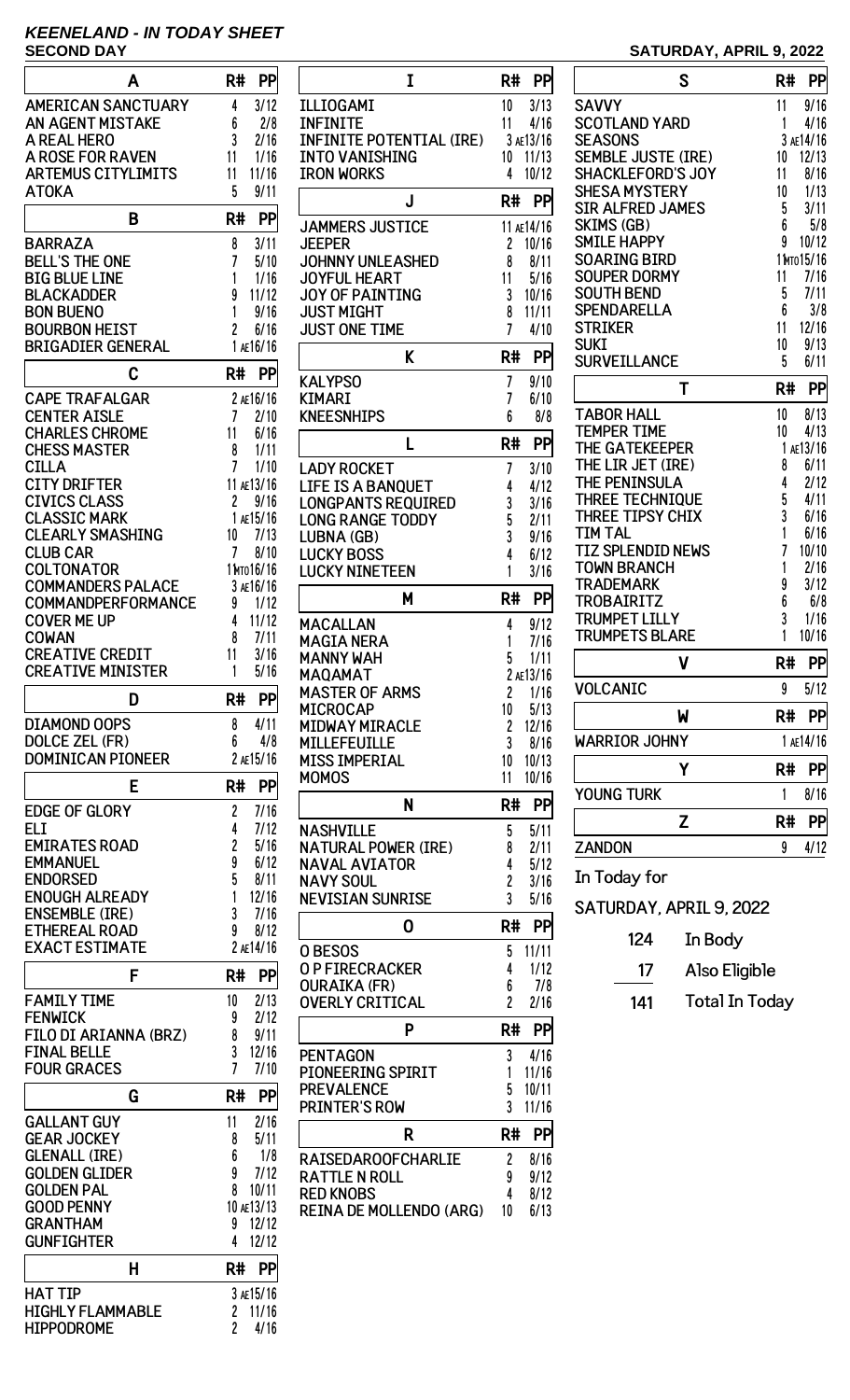# KEENELAND - IN TODAY SHEET

**SECOND DAY** — **SATURDAY, APRIL 9, 2022**

| A | R# | PP |
|---|---|---|
| AMERICAN SANCTUARY | 4 | 3/12 |
| AN AGENT MISTAKE | 6 | 2/8 |
| A REAL HERO | 3 | 2/16 |
| A ROSE FOR RAVEN | 11 | 1/16 |
| ARTEMUS CITYLIMITS | 11 | 11/16 |
| ATOKA | 5 | 9/11 |

| B | R# | PP |
|---|---|---|
| BARRAZA | 8 | 3/11 |
| BELL'S THE ONE | 7 | 5/10 |
| BIG BLUE LINE | 1 | 1/16 |
| BLACKADDER | 9 | 11/12 |
| BON BUENO | 1 | 9/16 |
| BOURBON HEIST | 2 | 6/16 |
| BRIGADIER GENERAL | 1 AE | 16/16 |

| C | R# | PP |
|---|---|---|
| CAPE TRAFALGAR | 2 AE | 16/16 |
| CENTER AISLE | 7 | 2/10 |
| CHARLES CHROME | 11 | 6/16 |
| CHESS MASTER | 8 | 1/11 |
| CILLA | 7 | 1/10 |
| CITY DRIFTER | 11 AE | 13/16 |
| CIVICS CLASS | 2 | 9/16 |
| CLASSIC MARK | 1 AE | 15/16 |
| CLEARLY SMASHING | 10 | 7/13 |
| CLUB CAR | 7 | 8/10 |
| COLTONATOR | 1 MTO | 16/16 |
| COMMANDERS PALACE | 3 AE | 16/16 |
| COMMANDPERFORMANCE | 9 | 1/12 |
| COVER ME UP | 4 | 11/12 |
| COWAN | 8 | 7/11 |
| CREATIVE CREDIT | 11 | 3/16 |
| CREATIVE MINISTER | 1 | 5/16 |

| D | R# | PP |
|---|---|---|
| DIAMOND OOPS | 8 | 4/11 |
| DOLCE ZEL (FR) | 6 | 4/8 |
| DOMINICAN PIONEER | 2 AE | 15/16 |

| E | R# | PP |
|---|---|---|
| EDGE OF GLORY | 2 | 7/16 |
| ELI | 4 | 7/12 |
| EMIRATES ROAD | 2 | 5/16 |
| EMMANUEL | 9 | 6/12 |
| ENDORSED | 5 | 8/11 |
| ENOUGH ALREADY | 1 | 12/16 |
| ENSEMBLE (IRE) | 3 | 7/16 |
| ETHEREAL ROAD | 9 | 8/12 |
| EXACT ESTIMATE | 2 AE | 14/16 |

| F | R# | PP |
|---|---|---|
| FAMILY TIME | 10 | 2/13 |
| FENWICK | 9 | 2/12 |
| FILO DI ARIANNA (BRZ) | 8 | 9/11 |
| FINAL BELLE | 3 | 12/16 |
| FOUR GRACES | 7 | 7/10 |

| G | R# | PP |
|---|---|---|
| GALLANT GUY | 11 | 2/16 |
| GEAR JOCKEY | 8 | 5/11 |
| GLENALL (IRE) | 6 | 1/8 |
| GOLDEN GLIDER | 9 | 7/12 |
| GOLDEN PAL | 8 | 10/11 |
| GOOD PENNY | 10 AE | 13/13 |
| GRANTHAM | 9 | 12/12 |
| GUNFIGHTER | 4 | 12/12 |

| H | R# | PP |
|---|---|---|
| HAT TIP | 3 AE | 15/16 |
| HIGHLY FLAMMABLE | 2 | 11/16 |
| HIPPODROME | 2 | 4/16 |

| I | R# | PP |
|---|---|---|
| ILLIOGAMI | 10 | 3/13 |
| INFINITE | 11 | 4/16 |
| INFINITE POTENTIAL (IRE) | 3 AE | 13/16 |
| INTO VANISHING | 10 | 11/13 |
| IRON WORKS | 4 | 10/12 |

| J | R# | PP |
|---|---|---|
| JAMMERS JUSTICE | 11 AE | 14/16 |
| JEEPER | 2 | 10/16 |
| JOHNNY UNLEASHED | 8 | 8/11 |
| JOYFUL HEART | 11 | 5/16 |
| JOY OF PAINTING | 3 | 10/16 |
| JUST MIGHT | 8 | 11/11 |
| JUST ONE TIME | 7 | 4/10 |

| K | R# | PP |
|---|---|---|
| KALYPSO | 7 | 9/10 |
| KIMARI | 7 | 6/10 |
| KNEESNHIPS | 6 | 8/8 |

| L | R# | PP |
|---|---|---|
| LADY ROCKET | 7 | 3/10 |
| LIFE IS A BANQUET | 4 | 4/12 |
| LONGPANTS REQUIRED | 3 | 3/16 |
| LONG RANGE TODDY | 5 | 2/11 |
| LUBNA (GB) | 3 | 9/16 |
| LUCKY BOSS | 4 | 6/12 |
| LUCKY NINETEEN | 1 | 3/16 |

| M | R# | PP |
|---|---|---|
| MACALLAN | 4 | 9/12 |
| MAGIA NERA | 1 | 7/16 |
| MANNY WAH | 5 | 1/11 |
| MAQAMAT | 2 AE | 13/16 |
| MASTER OF ARMS | 2 | 1/16 |
| MICROCAP | 10 | 5/13 |
| MIDWAY MIRACLE | 2 | 12/16 |
| MILLEFEUILLE | 3 | 8/16 |
| MISS IMPERIAL | 10 | 10/13 |
| MOMOS | 11 | 10/16 |

| N | R# | PP |
|---|---|---|
| NASHVILLE | 5 | 5/11 |
| NATURAL POWER (IRE) | 8 | 2/11 |
| NAVAL AVIATOR | 4 | 5/12 |
| NAVY SOUL | 2 | 3/16 |
| NEVISIAN SUNRISE | 3 | 5/16 |

| O | R# | PP |
|---|---|---|
| O BESOS | 5 | 11/11 |
| O P FIRECRACKER | 4 | 1/12 |
| OURAIKA (FR) | 6 | 7/8 |
| OVERLY CRITICAL | 2 | 2/16 |

| P | R# | PP |
|---|---|---|
| PENTAGON | 3 | 4/16 |
| PIONEERING SPIRIT | 1 | 11/16 |
| PREVALENCE | 5 | 10/11 |
| PRINTER'S ROW | 3 | 11/16 |

| R | R# | PP |
|---|---|---|
| RAISEDAROOFCHARLIE | 2 | 8/16 |
| RATTLE N ROLL | 9 | 9/12 |
| RED KNOBS | 4 | 8/12 |
| REINA DE MOLLENDO (ARG) | 10 | 6/13 |

| S | R# | PP |
|---|---|---|
| SAVVY | 11 | 9/16 |
| SCOTLAND YARD | 1 | 4/16 |
| SEASONS | 3 AE | 14/16 |
| SEMBLE JUSTE (IRE) | 10 | 12/13 |
| SHACKLEFORD'S JOY | 11 | 8/16 |
| SHESA MYSTERY | 10 | 1/13 |
| SIR ALFRED JAMES | 5 | 3/11 |
| SKIMS (GB) | 6 | 5/8 |
| SMILE HAPPY | 9 | 10/12 |
| SOARING BIRD | 1 MTO | 15/16 |
| SOUPER DORMY | 11 | 7/16 |
| SOUTH BEND | 5 | 7/11 |
| SPENDARELLA | 6 | 3/8 |
| STRIKER | 11 | 12/16 |
| SUKI | 10 | 9/13 |
| SURVEILLANCE | 5 | 6/11 |

| T | R# | PP |
|---|---|---|
| TABOR HALL | 10 | 8/13 |
| TEMPER TIME | 10 | 4/13 |
| THE GATEKEEPER | 1 AE | 13/16 |
| THE LIR JET (IRE) | 8 | 6/11 |
| THE PENINSULA | 4 | 2/12 |
| THREE TECHNIQUE | 5 | 4/11 |
| THREE TIPSY CHIX | 3 | 6/16 |
| TIM TAL | 1 | 6/16 |
| TIZ SPLENDID NEWS | 7 | 10/10 |
| TOWN BRANCH | 1 | 2/16 |
| TRADEMARK | 9 | 3/12 |
| TROBAIRITZ | 6 | 6/8 |
| TRUMPET LILLY | 3 | 1/16 |
| TRUMPETS BLARE | 1 | 10/16 |

| V | R# | PP |
|---|---|---|
| VOLCANIC | 9 | 5/12 |

| W | R# | PP |
|---|---|---|
| WARRIOR JOHNY | 1 AE | 14/16 |

| Y | R# | PP |
|---|---|---|
| YOUNG TURK | 1 | 8/16 |

| Z | R# | PP |
|---|---|---|
| ZANDON | 9 | 4/12 |

In Today for

SATURDAY, APRIL 9, 2022

| | |
|---|---|
| 124 | In Body |
| 17 | Also Eligible |
| 141 | Total In Today |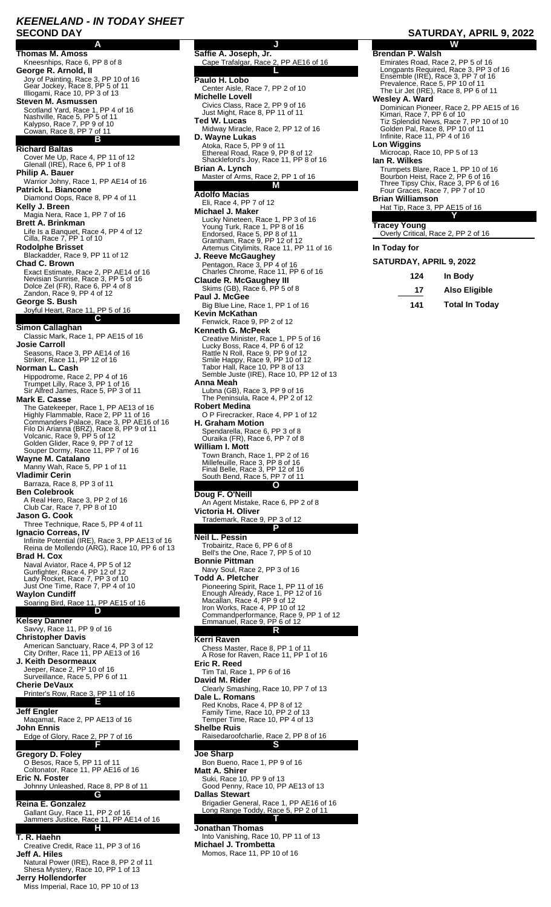# KEENELAND - IN TODAY SHEET

## SECOND DAY

**SATURDAY, APRIL 9, 2022**

### A

**Thomas M. Amoss**
Kneesnhips, Race 6, PP 8 of 8

**George R. Arnold, II**
Joy of Painting, Race 3, PP 10 of 16
Gear Jockey, Race 8, PP 5 of 11
Illiogami, Race 10, PP 3 of 13

**Steven M. Asmussen**
Scotland Yard, Race 1, PP 4 of 16
Nashville, Race 5, PP 5 of 11
Kalypso, Race 7, PP 9 of 10
Cowan, Race 8, PP 7 of 11

### B

**Richard Baltas**
Cover Me Up, Race 4, PP 11 of 12
Glenall (IRE), Race 6, PP 1 of 8

**Philip A. Bauer**
Warrior Johny, Race 1, PP AE14 of 16

**Patrick L. Biancone**
Diamond Oops, Race 8, PP 4 of 11

**Kelly J. Breen**
Magia Nera, Race 1, PP 7 of 16

**Brett A. Brinkman**
Life Is a Banquet, Race 4, PP 4 of 12
Cilla, Race 7, PP 1 of 10

**Rodolphe Brisset**
Blackadder, Race 9, PP 11 of 12

**Chad C. Brown**
Exact Estimate, Race 2, PP AE14 of 16
Nevisian Sunrise, Race 3, PP 5 of 16
Dolce Zel (FR), Race 6, PP 4 of 8
Zandon, Race 9, PP 4 of 12

**George S. Bush**
Joyful Heart, Race 11, PP 5 of 16

### C

**Simon Callaghan**
Classic Mark, Race 1, PP AE15 of 16

**Josie Carroll**
Seasons, Race 3, PP AE14 of 16
Striker, Race 11, PP 12 of 16

**Norman L. Cash**
Hippodrome, Race 2, PP 4 of 16
Trumpet Lilly, Race 3, PP 1 of 16
Sir Alfred James, Race 5, PP 3 of 11

**Mark E. Casse**
The Gatekeeper, Race 1, PP AE13 of 16
Highly Flammable, Race 2, PP 11 of 16
Commanders Palace, Race 3, PP AE16 of 16
Filo Di Arianna (BRZ), Race 8, PP 9 of 11
Volcanic, Race 9, PP 5 of 12
Golden Glider, Race 9, PP 7 of 12
Souper Dormy, Race 11, PP 7 of 16

**Wayne M. Catalano**
Manny Wah, Race 5, PP 1 of 11

**Vladimir Cerin**
Barraza, Race 8, PP 3 of 11

**Ben Colebrook**
A Real Hero, Race 3, PP 2 of 16
Club Car, Race 7, PP 8 of 10

**Jason G. Cook**
Three Technique, Race 5, PP 4 of 11

**Ignacio Correas, IV**
Infinite Potential (IRE), Race 3, PP AE13 of 16
Reina de Mollendo (ARG), Race 10, PP 6 of 13

**Brad H. Cox**
Naval Aviator, Race 4, PP 5 of 12
Gunfighter, Race 4, PP 12 of 12
Lady Rocket, Race 7, PP 3 of 10
Just One Time, Race 7, PP 4 of 10

**Waylon Cundiff**
Soaring Bird, Race 11, PP AE15 of 16

### D

**Kelsey Danner**
Savvy, Race 11, PP 9 of 16

**Christopher Davis**
American Sanctuary, Race 4, PP 3 of 12
City Drifter, Race 11, PP AE13 of 16

**J. Keith Desormeaux**
Jeeper, Race 2, PP 10 of 16
Surveillance, Race 5, PP 6 of 11

**Cherie DeVaux**
Printer's Row, Race 3, PP 11 of 16

### E

**Jeff Engler**
Maqamat, Race 2, PP AE13 of 16

**John Ennis**
Edge of Glory, Race 2, PP 7 of 16

### F

**Gregory D. Foley**
O Besos, Race 5, PP 11 of 11
Coltonator, Race 11, PP AE16 of 16

**Eric N. Foster**
Johnny Unleashed, Race 8, PP 8 of 11

### G

**Reina E. Gonzalez**
Gallant Guy, Race 11, PP 2 of 16
Jammers Justice, Race 11, PP AE14 of 16

### H

**T. R. Haehn**
Creative Credit, Race 11, PP 3 of 16

**Jeff A. Hiles**
Natural Power (IRE), Race 8, PP 2 of 11
Shesa Mystery, Race 10, PP 1 of 13

**Jerry Hollendorfer**
Miss Imperial, Race 10, PP 10 of 13

### J

**Saffie A. Joseph, Jr.**
Cape Trafalgar, Race 2, PP AE16 of 16

### L

**Paulo H. Lobo**
Center Aisle, Race 7, PP 2 of 10

**Michelle Lovell**
Civics Class, Race 2, PP 9 of 16
Just Might, Race 8, PP 11 of 11

**Ted W. Lucas**
Midway Miracle, Race 2, PP 12 of 16

**D. Wayne Lukas**
Atoka, Race 5, PP 9 of 11
Ethereal Road, Race 9, PP 8 of 12
Shackleford's Joy, Race 11, PP 8 of 16

**Brian A. Lynch**
Master of Arms, Race 2, PP 1 of 16

### M

**Adolfo Macias**
Eli, Race 4, PP 7 of 12

**Michael J. Maker**
Lucky Nineteen, Race 1, PP 3 of 16
Young Turk, Race 1, PP 8 of 16
Endorsed, Race 5, PP 8 of 11
Grantham, Race 9, PP 12 of 12
Artemus Citylimits, Race 11, PP 11 of 16

**J. Reeve McGaughey**
Pentagon, Race 3, PP 4 of 16
Charles Chrome, Race 11, PP 6 of 16

**Claude R. McGaughey III**
Skims (GB), Race 6, PP 5 of 8

**Paul J. McGee**
Big Blue Line, Race 1, PP 1 of 16

**Kevin McKathan**
Fenwick, Race 9, PP 2 of 12

**Kenneth G. McPeek**
Creative Minister, Race 1, PP 5 of 16
Lucky Boss, Race 4, PP 6 of 12
Rattle N Roll, Race 9, PP 9 of 12
Smile Happy, Race 9, PP 10 of 12
Tabor Hall, Race 10, PP 8 of 13
Semble Juste (IRE), Race 10, PP 12 of 13

**Anna Meah**
Lubna (GB), Race 3, PP 9 of 16
The Peninsula, Race 4, PP 2 of 12

**Robert Medina**
O P Firecracker, Race 4, PP 1 of 12

**H. Graham Motion**
Spendarella, Race 6, PP 3 of 8
Ouraika (FR), Race 6, PP 7 of 8

**William I. Mott**
Town Branch, Race 1, PP 2 of 16
Millefeuille, Race 3, PP 8 of 16
Final Belle, Race 3, PP 12 of 16
South Bend, Race 5, PP 7 of 11

### O

**Doug F. O'Neill**
An Agent Mistake, Race 6, PP 2 of 8

**Victoria H. Oliver**
Trademark, Race 9, PP 3 of 12

### P

**Neil L. Pessin**
Trobairitz, Race 6, PP 6 of 8
Bell's the One, Race 7, PP 5 of 10

**Bonnie Pittman**
Navy Soul, Race 2, PP 3 of 16

**Todd A. Pletcher**
Pioneering Spirit, Race 1, PP 11 of 16
Enough Already, Race 1, PP 12 of 16
Macallan, Race 4, PP 9 of 12
Iron Works, Race 4, PP 10 of 12
Commandperformance, Race 9, PP 1 of 12
Emmanuel, Race 9, PP 6 of 12

### R

**Kerri Raven**
Chess Master, Race 8, PP 1 of 11
A Rose for Raven, Race 11, PP 1 of 16

**Eric R. Reed**
Tim Tal, Race 1, PP 6 of 16

**David M. Rider**
Clearly Smashing, Race 10, PP 7 of 13

**Dale L. Romans**
Red Knobs, Race 4, PP 8 of 12
Family Time, Race 10, PP 2 of 13
Temper Time, Race 10, PP 4 of 13

**Shelbe Ruis**
Raisedaroofcharlie, Race 2, PP 8 of 16

### S

**Joe Sharp**
Bon Bueno, Race 1, PP 9 of 16

**Matt A. Shirer**
Suki, Race 10, PP 9 of 13
Good Penny, Race 10, PP AE13 of 13

**Dallas Stewart**
Brigadier General, Race 1, PP AE16 of 16
Long Range Toddy, Race 5, PP 2 of 11

### T

**Jonathan Thomas**
Into Vanishing, Race 10, PP 11 of 13

**Michael J. Trombetta**
Momos, Race 11, PP 10 of 16

### W

**Brendan P. Walsh**
Emirates Road, Race 2, PP 5 of 16
Longpants Required, Race 3, PP 3 of 16
Ensemble (IRE), Race 3, PP 7 of 16
Prevalence, Race 5, PP 10 of 11
The Lir Jet (IRE), Race 8, PP 6 of 11

**Wesley A. Ward**
Dominican Pioneer, Race 2, PP AE15 of 16
Kimari, Race 7, PP 6 of 10
Tiz Splendid News, Race 7, PP 10 of 10
Golden Pal, Race 8, PP 10 of 11
Infinite, Race 11, PP 4 of 16

**Lon Wiggins**
Microcap, Race 10, PP 5 of 13

**Ian R. Wilkes**
Trumpets Blare, Race 1, PP 10 of 16
Bourbon Heist, Race 2, PP 6 of 16
Three Tipsy Chix, Race 3, PP 6 of 16
Four Graces, Race 7, PP 7 of 10

**Brian Williamson**
Hat Tip, Race 3, PP AE15 of 16

### Y

**Tracey Young**
Overly Critical, Race 2, PP 2 of 16

**In Today for**

**SATURDAY, APRIL 9, 2022**

| | |
|---|---|
| 124 | In Body |
| 17 | Also Eligible |
| 141 | Total In Today |